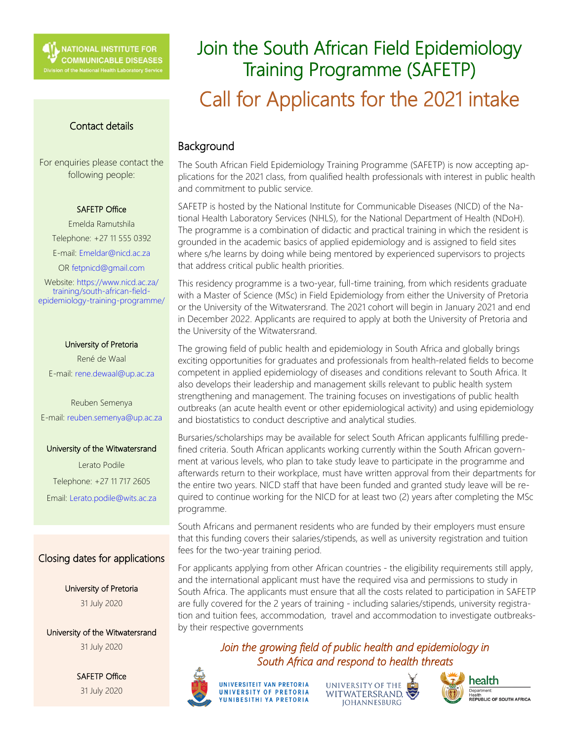NATIONAL INSTITUTE FOR COMMUNICABLE DISEASES
Division of the National Health Laboratory Service

# Join the South African Field Epidemiology Training Programme (SAFETP)

# Call for Applicants for the 2021 intake

## Background

The South African Field Epidemiology Training Programme (SAFETP) is now accepting applications for the 2021 class, from qualified health professionals with interest in public health and commitment to public service.

SAFETP is hosted by the National Institute for Communicable Diseases (NICD) of the National Health Laboratory Services (NHLS), for the National Department of Health (NDoH). The programme is a combination of didactic and practical training in which the resident is grounded in the academic basics of applied epidemiology and is assigned to field sites where s/he learns by doing while being mentored by experienced supervisors to projects that address critical public health priorities.

This residency programme is a two-year, full-time training, from which residents graduate with a Master of Science (MSc) in Field Epidemiology from either the University of Pretoria or the University of the Witwatersrand. The 2021 cohort will begin in January 2021 and end in December 2022. Applicants are required to apply at both the University of Pretoria and the University of the Witwatersrand.

The growing field of public health and epidemiology in South Africa and globally brings exciting opportunities for graduates and professionals from health-related fields to become competent in applied epidemiology of diseases and conditions relevant to South Africa. It also develops their leadership and management skills relevant to public health system strengthening and management. The training focuses on investigations of public health outbreaks (an acute health event or other epidemiological activity) and using epidemiology and biostatistics to conduct descriptive and analytical studies.

Bursaries/scholarships may be available for select South African applicants fulfilling predefined criteria. South African applicants working currently within the South African government at various levels, who plan to take study leave to participate in the programme and afterwards return to their workplace, must have written approval from their departments for the entire two years. NICD staff that have been funded and granted study leave will be required to continue working for the NICD for at least two (2) years after completing the MSc programme.

South Africans and permanent residents who are funded by their employers must ensure that this funding covers their salaries/stipends, as well as university registration and tuition fees for the two-year training period.

For applicants applying from other African countries - the eligibility requirements still apply, and the international applicant must have the required visa and permissions to study in South Africa. The applicants must ensure that all the costs related to participation in SAFETP are fully covered for the 2 years of training - including salaries/stipends, university registration and tuition fees, accommodation, travel and accommodation to investigate outbreaks- by their respective governments

*Join the growing field of public health and epidemiology in South Africa and respond to health threats*

## Contact details

For enquiries please contact the following people:

**SAFETP Office**
Emelda Ramutshila
Telephone: +27 11 555 0392
E-mail: Emeldar@nicd.ac.za
OR fetpnicd@gmail.com
Website: https://www.nicd.ac.za/training/south-african-field-epidemiology-training-programme/

**University of Pretoria**
René de Waal
E-mail: rene.dewaal@up.ac.za

Reuben Semenya
E-mail: reuben.semenya@up.ac.za

**University of the Witwatersrand**
Lerato Podile
Telephone: +27 11 717 2605
Email: Lerato.podile@wits.ac.za

## Closing dates for applications

**University of Pretoria**
31 July 2020

**University of the Witwatersrand**
31 July 2020

**SAFETP Office**
31 July 2020

UNIVERSITEIT VAN PRETORIA
UNIVERSITY OF PRETORIA
YUNIBESITHI YA PRETORIA

UNIVERSITY OF THE WITWATERSRAND, JOHANNESBURG

health
Department: Health
REPUBLIC OF SOUTH AFRICA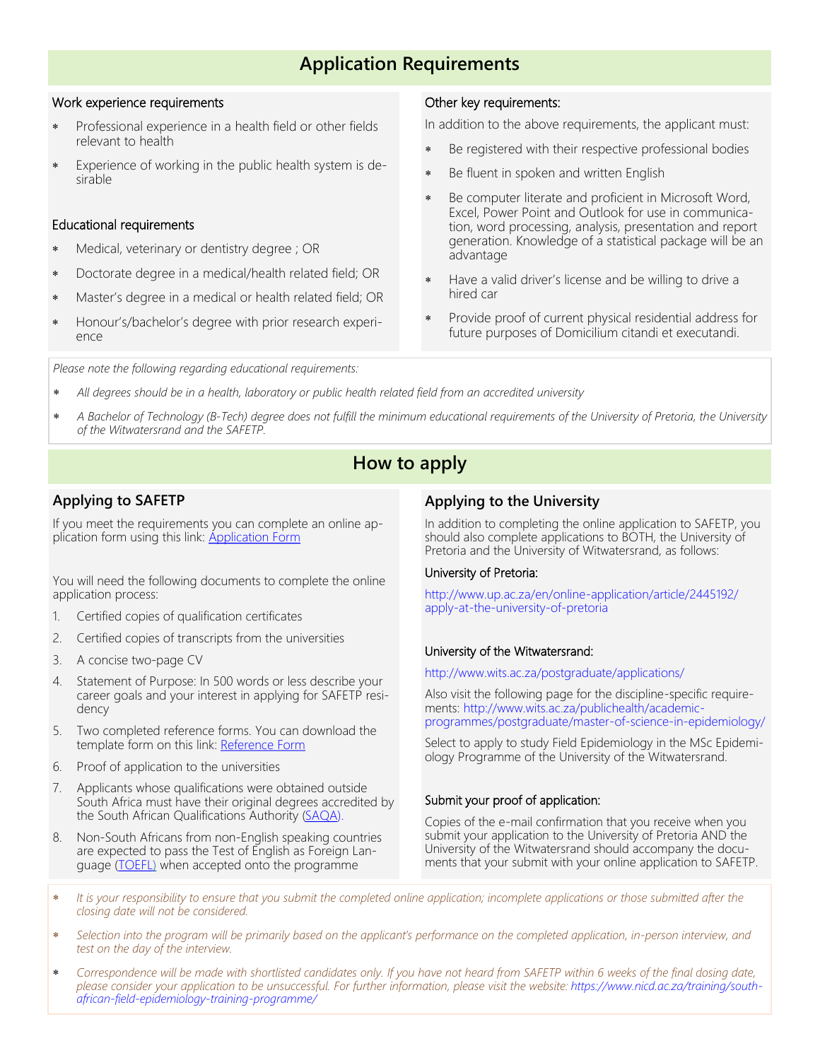## Application Requirements

### Work experience requirements

- Professional experience in a health field or other fields relevant to health
- Experience of working in the public health system is desirable

### Educational requirements

- Medical, veterinary or dentistry degree ; OR
- Doctorate degree in a medical/health related field; OR
- Master's degree in a medical or health related field; OR
- Honour's/bachelor's degree with prior research experience

### Other key requirements:

In addition to the above requirements, the applicant must:

- Be registered with their respective professional bodies
- Be fluent in spoken and written English
- Be computer literate and proficient in Microsoft Word, Excel, Power Point and Outlook for use in communication, word processing, analysis, presentation and report generation. Knowledge of a statistical package will be an advantage
- Have a valid driver's license and be willing to drive a hired car
- Provide proof of current physical residential address for future purposes of Domicilium citandi et executandi.

*Please note the following regarding educational requirements:*

- *All degrees should be in a health, laboratory or public health related field from an accredited university*
- *A Bachelor of Technology (B-Tech) degree does not fulfill the minimum educational requirements of the University of Pretoria, the University of the Witwatersrand and the SAFETP.*

## How to apply

### Applying to SAFETP

If you meet the requirements you can complete an online application form using this link: Application Form

You will need the following documents to complete the online application process:

1. Certified copies of qualification certificates
2. Certified copies of transcripts from the universities
3. A concise two-page CV
4. Statement of Purpose: In 500 words or less describe your career goals and your interest in applying for SAFETP residency
5. Two completed reference forms. You can download the template form on this link: Reference Form
6. Proof of application to the universities
7. Applicants whose qualifications were obtained outside South Africa must have their original degrees accredited by the South African Qualifications Authority (SAQA).
8. Non-South Africans from non-English speaking countries are expected to pass the Test of English as Foreign Language (TOEFL) when accepted onto the programme

### Applying to the University

In addition to completing the online application to SAFETP, you should also complete applications to BOTH, the University of Pretoria and the University of Witwatersrand, as follows:

**University of Pretoria:**

http://www.up.ac.za/en/online-application/article/2445192/apply-at-the-university-of-pretoria

**University of the Witwatersrand:**

http://www.wits.ac.za/postgraduate/applications/

Also visit the following page for the discipline-specific requirements: http://www.wits.ac.za/publichealth/academic-programmes/postgraduate/master-of-science-in-epidemiology/

Select to apply to study Field Epidemiology in the MSc Epidemiology Programme of the University of the Witwatersrand.

**Submit your proof of application:**

Copies of the e-mail confirmation that you receive when you submit your application to the University of Pretoria AND the University of the Witwatersrand should accompany the documents that your submit with your online application to SAFETP.

- *It is your responsibility to ensure that you submit the completed online application; incomplete applications or those submitted after the closing date will not be considered.*
- *Selection into the program will be primarily based on the applicant's performance on the completed application, in-person interview, and test on the day of the interview.*
- *Correspondence will be made with shortlisted candidates only. If you have not heard from SAFETP within 6 weeks of the final dosing date, please consider your application to be unsuccessful. For further information, please visit the website: https://www.nicd.ac.za/training/south-african-field-epidemiology-training-programme/*